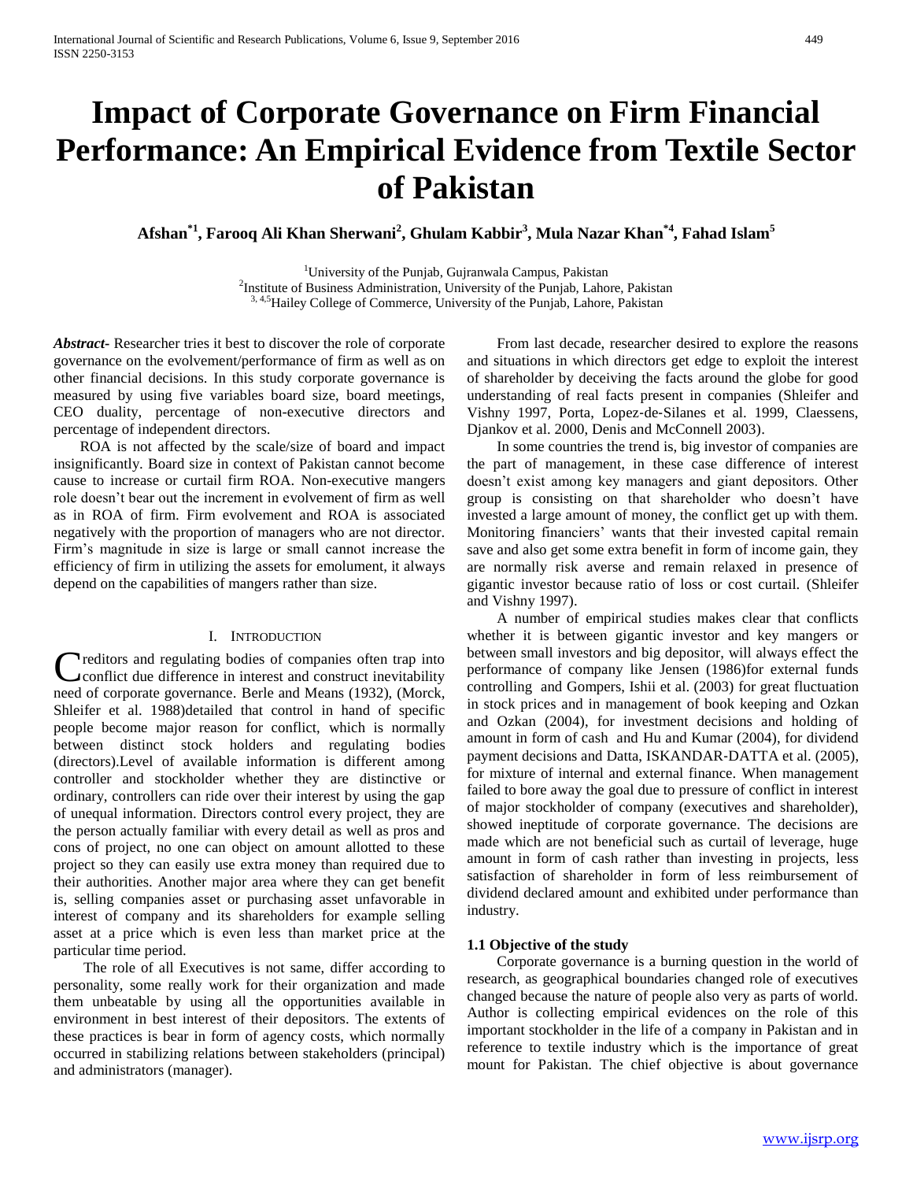# Impact of Corporate Governance on Firm Financial Performance: An Empirical Evidence from Textile Sector of Pakistan

**Afshan[*1], Farooq Ali Khan Sherwani[2], Ghulam Kabbir[3], Mula Nazar Khan[*4], Fahad Islam[5]**

[1]University of the Punjab, Gujranwala Campus, Pakistan
[2]Institute of Business Administration, University of the Punjab, Lahore, Pakistan
[3, 4,5]Hailey College of Commerce, University of the Punjab, Lahore, Pakistan

***Abstract-*** Researcher tries it best to discover the role of corporate governance on the evolvement/performance of firm as well as on other financial decisions. In this study corporate governance is measured by using five variables board size, board meetings, CEO duality, percentage of non-executive directors and percentage of independent directors.

ROA is not affected by the scale/size of board and impact insignificantly. Board size in context of Pakistan cannot become cause to increase or curtail firm ROA. Non-executive mangers role doesn't bear out the increment in evolvement of firm as well as in ROA of firm. Firm evolvement and ROA is associated negatively with the proportion of managers who are not director. Firm's magnitude in size is large or small cannot increase the efficiency of firm in utilizing the assets for emolument, it always depend on the capabilities of mangers rather than size.

## I. Introduction

Creditors and regulating bodies of companies often trap into conflict due difference in interest and construct inevitability need of corporate governance. Berle and Means (1932), (Morck, Shleifer et al. 1988)detailed that control in hand of specific people become major reason for conflict, which is normally between distinct stock holders and regulating bodies (directors).Level of available information is different among controller and stockholder whether they are distinctive or ordinary, controllers can ride over their interest by using the gap of unequal information. Directors control every project, they are the person actually familiar with every detail as well as pros and cons of project, no one can object on amount allotted to these project so they can easily use extra money than required due to their authorities. Another major area where they can get benefit is, selling companies asset or purchasing asset unfavorable in interest of company and its shareholders for example selling asset at a price which is even less than market price at the particular time period.

The role of all Executives is not same, differ according to personality, some really work for their organization and made them unbeatable by using all the opportunities available in environment in best interest of their depositors. The extents of these practices is bear in form of agency costs, which normally occurred in stabilizing relations between stakeholders (principal) and administrators (manager).

From last decade, researcher desired to explore the reasons and situations in which directors get edge to exploit the interest of shareholder by deceiving the facts around the globe for good understanding of real facts present in companies (Shleifer and Vishny 1997, Porta, Lopez-de-Silanes et al. 1999, Claessens, Djankov et al. 2000, Denis and McConnell 2003).

In some countries the trend is, big investor of companies are the part of management, in these case difference of interest doesn't exist among key managers and giant depositors. Other group is consisting on that shareholder who doesn't have invested a large amount of money, the conflict get up with them. Monitoring financiers' wants that their invested capital remain save and also get some extra benefit in form of income gain, they are normally risk averse and remain relaxed in presence of gigantic investor because ratio of loss or cost curtail. (Shleifer and Vishny 1997).

A number of empirical studies makes clear that conflicts whether it is between gigantic investor and key mangers or between small investors and big depositor, will always effect the performance of company like Jensen (1986)for external funds controlling and Gompers, Ishii et al. (2003) for great fluctuation in stock prices and in management of book keeping and Ozkan and Ozkan (2004), for investment decisions and holding of amount in form of cash and Hu and Kumar (2004), for dividend payment decisions and Datta, ISKANDAR-DATTA et al. (2005), for mixture of internal and external finance. When management failed to bore away the goal due to pressure of conflict in interest of major stockholder of company (executives and shareholder), showed ineptitude of corporate governance. The decisions are made which are not beneficial such as curtail of leverage, huge amount in form of cash rather than investing in projects, less satisfaction of shareholder in form of less reimbursement of dividend declared amount and exhibited under performance than industry.

### 1.1 Objective of the study

Corporate governance is a burning question in the world of research, as geographical boundaries changed role of executives changed because the nature of people also very as parts of world. Author is collecting empirical evidences on the role of this important stockholder in the life of a company in Pakistan and in reference to textile industry which is the importance of great mount for Pakistan. The chief objective is about governance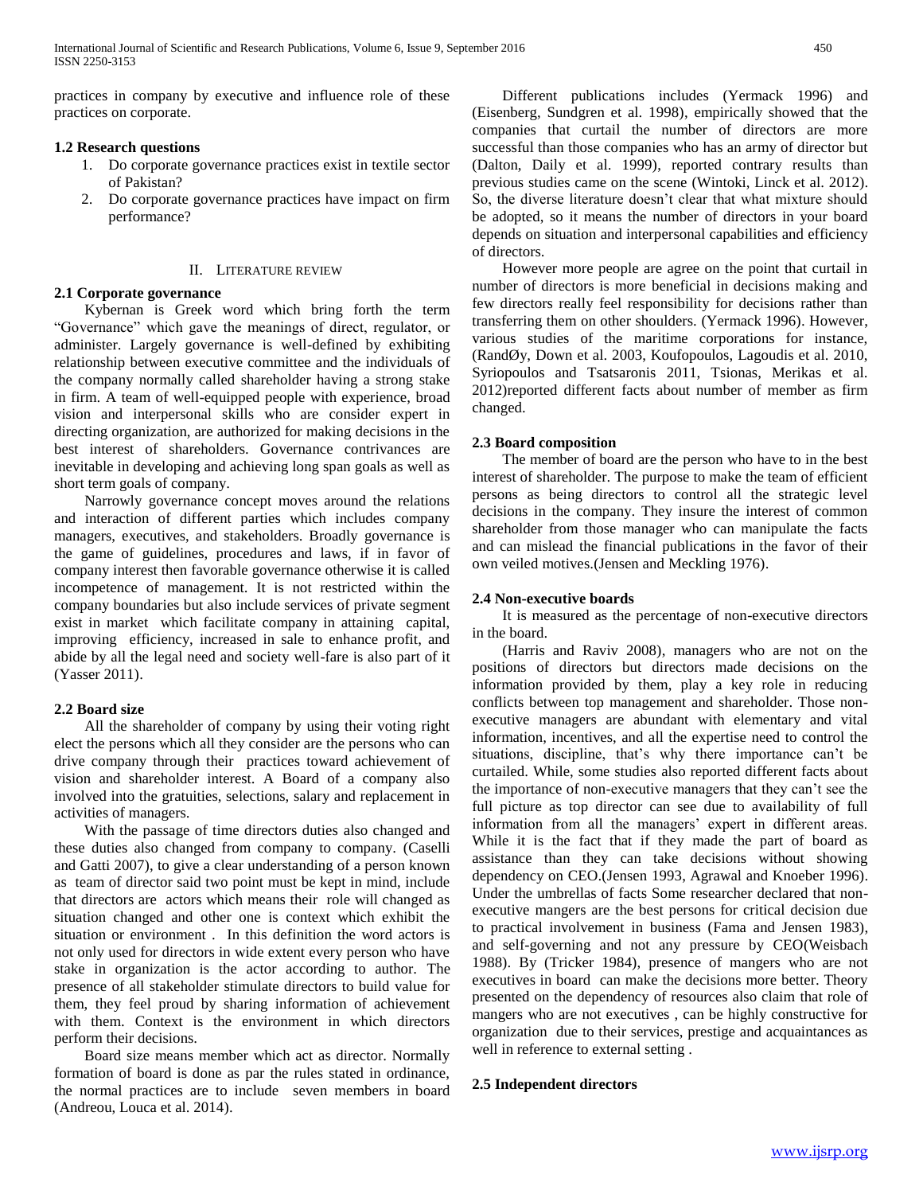practices in company by executive and influence role of these practices on corporate.

### 1.2 Research questions

1. Do corporate governance practices exist in textile sector of Pakistan?
2. Do corporate governance practices have impact on firm performance?

## II. LITERATURE REVIEW

### 2.1 Corporate governance

Kybernan is Greek word which bring forth the term "Governance" which gave the meanings of direct, regulator, or administer. Largely governance is well-defined by exhibiting relationship between executive committee and the individuals of the company normally called shareholder having a strong stake in firm. A team of well-equipped people with experience, broad vision and interpersonal skills who are consider expert in directing organization, are authorized for making decisions in the best interest of shareholders. Governance contrivances are inevitable in developing and achieving long span goals as well as short term goals of company.

Narrowly governance concept moves around the relations and interaction of different parties which includes company managers, executives, and stakeholders. Broadly governance is the game of guidelines, procedures and laws, if in favor of company interest then favorable governance otherwise it is called incompetence of management. It is not restricted within the company boundaries but also include services of private segment exist in market which facilitate company in attaining capital, improving efficiency, increased in sale to enhance profit, and abide by all the legal need and society well-fare is also part of it (Yasser 2011).

### 2.2 Board size

All the shareholder of company by using their voting right elect the persons which all they consider are the persons who can drive company through their practices toward achievement of vision and shareholder interest. A Board of a company also involved into the gratuities, selections, salary and replacement in activities of managers.

With the passage of time directors duties also changed and these duties also changed from company to company. (Caselli and Gatti 2007), to give a clear understanding of a person known as team of director said two point must be kept in mind, include that directors are actors which means their role will changed as situation changed and other one is context which exhibit the situation or environment . In this definition the word actors is not only used for directors in wide extent every person who have stake in organization is the actor according to author. The presence of all stakeholder stimulate directors to build value for them, they feel proud by sharing information of achievement with them. Context is the environment in which directors perform their decisions.

Board size means member which act as director. Normally formation of board is done as par the rules stated in ordinance, the normal practices are to include seven members in board (Andreou, Louca et al. 2014).

Different publications includes (Yermack 1996) and (Eisenberg, Sundgren et al. 1998), empirically showed that the companies that curtail the number of directors are more successful than those companies who has an army of director but (Dalton, Daily et al. 1999), reported contrary results than previous studies came on the scene (Wintoki, Linck et al. 2012). So, the diverse literature doesn't clear that what mixture should be adopted, so it means the number of directors in your board depends on situation and interpersonal capabilities and efficiency of directors.

However more people are agree on the point that curtail in number of directors is more beneficial in decisions making and few directors really feel responsibility for decisions rather than transferring them on other shoulders. (Yermack 1996). However, various studies of the maritime corporations for instance, (RandØy, Down et al. 2003, Koufopoulos, Lagoudis et al. 2010, Syriopoulos and Tsatsaronis 2011, Tsionas, Merikas et al. 2012)reported different facts about number of member as firm changed.

### 2.3 Board composition

The member of board are the person who have to in the best interest of shareholder. The purpose to make the team of efficient persons as being directors to control all the strategic level decisions in the company. They insure the interest of common shareholder from those manager who can manipulate the facts and can mislead the financial publications in the favor of their own veiled motives.(Jensen and Meckling 1976).

### 2.4 Non-executive boards

It is measured as the percentage of non-executive directors in the board.

(Harris and Raviv 2008), managers who are not on the positions of directors but directors made decisions on the information provided by them, play a key role in reducing conflicts between top management and shareholder. Those non-executive managers are abundant with elementary and vital information, incentives, and all the expertise need to control the situations, discipline, that's why there importance can't be curtailed. While, some studies also reported different facts about the importance of non-executive managers that they can't see the full picture as top director can see due to availability of full information from all the managers' expert in different areas. While it is the fact that if they made the part of board as assistance than they can take decisions without showing dependency on CEO.(Jensen 1993, Agrawal and Knoeber 1996). Under the umbrellas of facts Some researcher declared that non-executive mangers are the best persons for critical decision due to practical involvement in business (Fama and Jensen 1983), and self-governing and not any pressure by CEO(Weisbach 1988). By (Tricker 1984), presence of mangers who are not executives in board can make the decisions more better. Theory presented on the dependency of resources also claim that role of mangers who are not executives , can be highly constructive for organization due to their services, prestige and acquaintances as well in reference to external setting .

### 2.5 Independent directors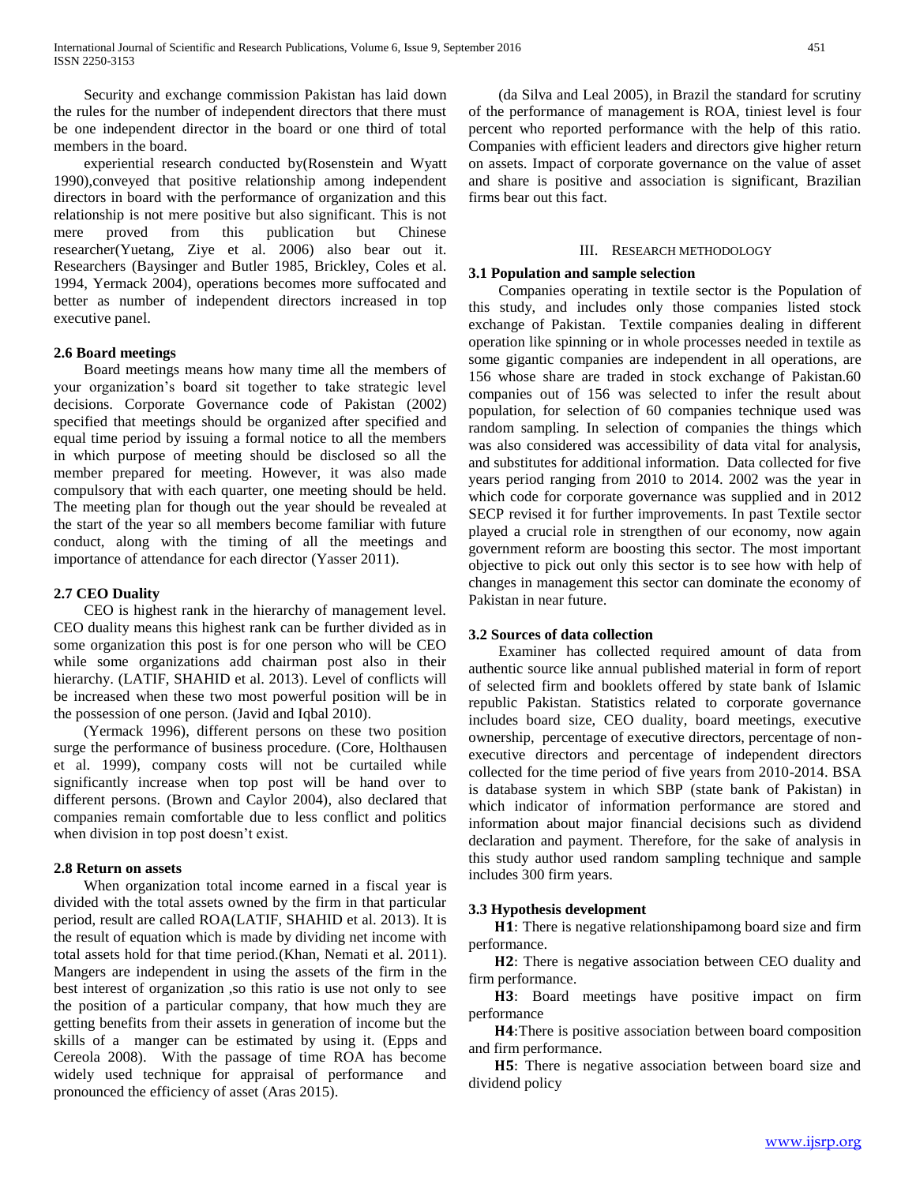Security and exchange commission Pakistan has laid down the rules for the number of independent directors that there must be one independent director in the board or one third of total members in the board.

experiential research conducted by(Rosenstein and Wyatt 1990),conveyed that positive relationship among independent directors in board with the performance of organization and this relationship is not mere positive but also significant. This is not mere proved from this publication but Chinese researcher(Yuetang, Ziye et al. 2006) also bear out it. Researchers (Baysinger and Butler 1985, Brickley, Coles et al. 1994, Yermack 2004), operations becomes more suffocated and better as number of independent directors increased in top executive panel.

### 2.6 Board meetings

Board meetings means how many time all the members of your organization's board sit together to take strategic level decisions. Corporate Governance code of Pakistan (2002) specified that meetings should be organized after specified and equal time period by issuing a formal notice to all the members in which purpose of meeting should be disclosed so all the member prepared for meeting. However, it was also made compulsory that with each quarter, one meeting should be held. The meeting plan for though out the year should be revealed at the start of the year so all members become familiar with future conduct, along with the timing of all the meetings and importance of attendance for each director (Yasser 2011).

### 2.7 CEO Duality

CEO is highest rank in the hierarchy of management level. CEO duality means this highest rank can be further divided as in some organization this post is for one person who will be CEO while some organizations add chairman post also in their hierarchy. (LATIF, SHAHID et al. 2013). Level of conflicts will be increased when these two most powerful position will be in the possession of one person. (Javid and Iqbal 2010).

(Yermack 1996), different persons on these two position surge the performance of business procedure. (Core, Holthausen et al. 1999), company costs will not be curtailed while significantly increase when top post will be hand over to different persons. (Brown and Caylor 2004), also declared that companies remain comfortable due to less conflict and politics when division in top post doesn't exist.

### 2.8 Return on assets

When organization total income earned in a fiscal year is divided with the total assets owned by the firm in that particular period, result are called ROA(LATIF, SHAHID et al. 2013). It is the result of equation which is made by dividing net income with total assets hold for that time period.(Khan, Nemati et al. 2011). Mangers are independent in using the assets of the firm in the best interest of organization ,so this ratio is use not only to see the position of a particular company, that how much they are getting benefits from their assets in generation of income but the skills of a manger can be estimated by using it. (Epps and Cereola 2008). With the passage of time ROA has become widely used technique for appraisal of performance and pronounced the efficiency of asset (Aras 2015).

(da Silva and Leal 2005), in Brazil the standard for scrutiny of the performance of management is ROA, tiniest level is four percent who reported performance with the help of this ratio. Companies with efficient leaders and directors give higher return on assets. Impact of corporate governance on the value of asset and share is positive and association is significant, Brazilian firms bear out this fact.

## III. Research Methodology

### 3.1 Population and sample selection

Companies operating in textile sector is the Population of this study, and includes only those companies listed stock exchange of Pakistan. Textile companies dealing in different operation like spinning or in whole processes needed in textile as some gigantic companies are independent in all operations, are 156 whose share are traded in stock exchange of Pakistan.60 companies out of 156 was selected to infer the result about population, for selection of 60 companies technique used was random sampling. In selection of companies the things which was also considered was accessibility of data vital for analysis, and substitutes for additional information. Data collected for five years period ranging from 2010 to 2014. 2002 was the year in which code for corporate governance was supplied and in 2012 SECP revised it for further improvements. In past Textile sector played a crucial role in strengthen of our economy, now again government reform are boosting this sector. The most important objective to pick out only this sector is to see how with help of changes in management this sector can dominate the economy of Pakistan in near future.

### 3.2 Sources of data collection

Examiner has collected required amount of data from authentic source like annual published material in form of report of selected firm and booklets offered by state bank of Islamic republic Pakistan. Statistics related to corporate governance includes board size, CEO duality, board meetings, executive ownership, percentage of executive directors, percentage of non-executive directors and percentage of independent directors collected for the time period of five years from 2010-2014. BSA is database system in which SBP (state bank of Pakistan) in which indicator of information performance are stored and information about major financial decisions such as dividend declaration and payment. Therefore, for the sake of analysis in this study author used random sampling technique and sample includes 300 firm years.

### 3.3 Hypothesis development

**H1**: There is negative relationshipamong board size and firm performance.

**H2**: There is negative association between CEO duality and firm performance.

**H3**: Board meetings have positive impact on firm performance

**H4**:There is positive association between board composition and firm performance.

**H5**: There is negative association between board size and dividend policy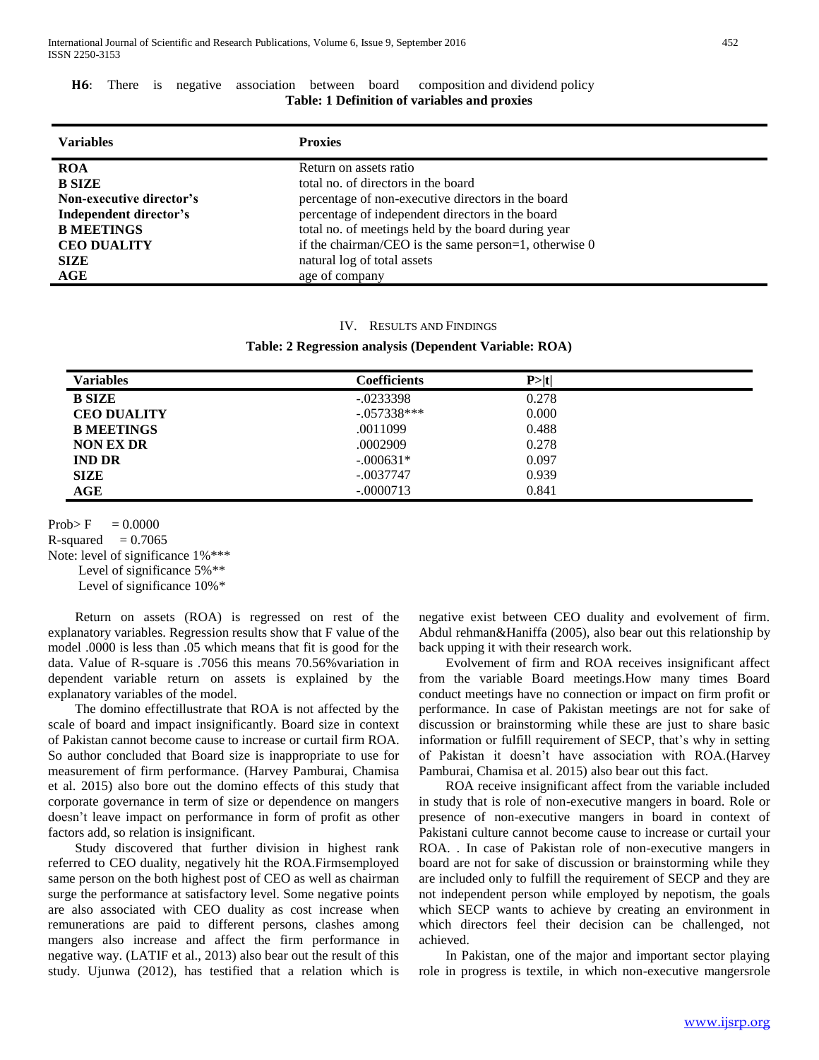**H6**: There is negative association between board composition and dividend policy

**Table: 1 Definition of variables and proxies**

| Variables | Proxies |
|---|---|
| **ROA** | Return on assets ratio |
| **B SIZE** | total no. of directors in the board |
| **Non-executive director's** | percentage of non-executive directors in the board |
| **Independent director's** | percentage of independent directors in the board |
| **B MEETINGS** | total no. of meetings held by the board during year |
| **CEO DUALITY** | if the chairman/CEO is the same person=1, otherwise 0 |
| **SIZE** | natural log of total assets |
| **AGE** | age of company |

## IV. Results and Findings

**Table: 2 Regression analysis (Dependent Variable: ROA)**

| Variables | Coefficients | P>\|t\| |
|---|---|---|
| **B SIZE** | -.0233398 | 0.278 |
| **CEO DUALITY** | -.057338*** | 0.000 |
| **B MEETINGS** | .0011099 | 0.488 |
| **NON EX DR** | .0002909 | 0.278 |
| **IND DR** | -.000631* | 0.097 |
| **SIZE** | -.0037747 | 0.939 |
| **AGE** | -.0000713 | 0.841 |

Prob> F = 0.0000
R-squared = 0.7065
Note: level of significance 1%***
Level of significance 5%**
Level of significance 10%*

Return on assets (ROA) is regressed on rest of the explanatory variables. Regression results show that F value of the model .0000 is less than .05 which means that fit is good for the data. Value of R-square is .7056 this means 70.56%variation in dependent variable return on assets is explained by the explanatory variables of the model.

The domino effectillustrate that ROA is not affected by the scale of board and impact insignificantly. Board size in context of Pakistan cannot become cause to increase or curtail firm ROA. So author concluded that Board size is inappropriate to use for measurement of firm performance. (Harvey Pamburai, Chamisa et al. 2015) also bore out the domino effects of this study that corporate governance in term of size or dependence on mangers doesn't leave impact on performance in form of profit as other factors add, so relation is insignificant.

Study discovered that further division in highest rank referred to CEO duality, negatively hit the ROA.Firmsemployed same person on the both highest post of CEO as well as chairman surge the performance at satisfactory level. Some negative points are also associated with CEO duality as cost increase when remunerations are paid to different persons, clashes among mangers also increase and affect the firm performance in negative way. (LATIF et al., 2013) also bear out the result of this study. Ujunwa (2012), has testified that a relation which is negative exist between CEO duality and evolvement of firm. Abdul rehman&Haniffa (2005), also bear out this relationship by back upping it with their research work.

Evolvement of firm and ROA receives insignificant affect from the variable Board meetings.How many times Board conduct meetings have no connection or impact on firm profit or performance. In case of Pakistan meetings are not for sake of discussion or brainstorming while these are just to share basic information or fulfill requirement of SECP, that's why in setting of Pakistan it doesn't have association with ROA.(Harvey Pamburai, Chamisa et al. 2015) also bear out this fact.

ROA receive insignificant affect from the variable included in study that is role of non-executive mangers in board. Role or presence of non-executive mangers in board in context of Pakistani culture cannot become cause to increase or curtail your ROA. . In case of Pakistan role of non-executive mangers in board are not for sake of discussion or brainstorming while they are included only to fulfill the requirement of SECP and they are not independent person while employed by nepotism, the goals which SECP wants to achieve by creating an environment in which directors feel their decision can be challenged, not achieved.

In Pakistan, one of the major and important sector playing role in progress is textile, in which non-executive mangersrole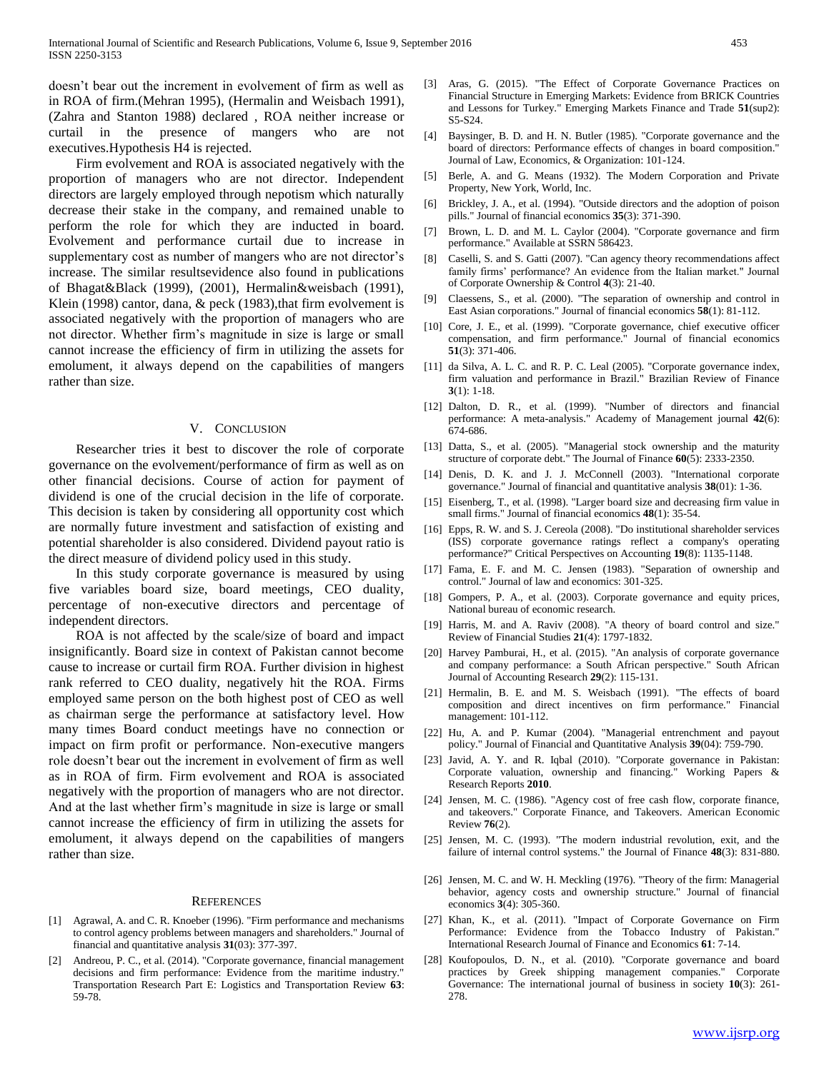doesn't bear out the increment in evolvement of firm as well as in ROA of firm.(Mehran 1995), (Hermalin and Weisbach 1991), (Zahra and Stanton 1988) declared , ROA neither increase or curtail in the presence of mangers who are not executives.Hypothesis H4 is rejected.

Firm evolvement and ROA is associated negatively with the proportion of managers who are not director. Independent directors are largely employed through nepotism which naturally decrease their stake in the company, and remained unable to perform the role for which they are inducted in board. Evolvement and performance curtail due to increase in supplementary cost as number of mangers who are not director's increase. The similar resultsevidence also found in publications of Bhagat&Black (1999), (2001), Hermalin&weisbach (1991), Klein (1998) cantor, dana, & peck (1983),that firm evolvement is associated negatively with the proportion of managers who are not director. Whether firm's magnitude in size is large or small cannot increase the efficiency of firm in utilizing the assets for emolument, it always depend on the capabilities of mangers rather than size.

## V. Conclusion

Researcher tries it best to discover the role of corporate governance on the evolvement/performance of firm as well as on other financial decisions. Course of action for payment of dividend is one of the crucial decision in the life of corporate. This decision is taken by considering all opportunity cost which are normally future investment and satisfaction of existing and potential shareholder is also considered. Dividend payout ratio is the direct measure of dividend policy used in this study.

In this study corporate governance is measured by using five variables board size, board meetings, CEO duality, percentage of non-executive directors and percentage of independent directors.

ROA is not affected by the scale/size of board and impact insignificantly. Board size in context of Pakistan cannot become cause to increase or curtail firm ROA. Further division in highest rank referred to CEO duality, negatively hit the ROA. Firms employed same person on the both highest post of CEO as well as chairman serge the performance at satisfactory level. How many times Board conduct meetings have no connection or impact on firm profit or performance. Non-executive mangers role doesn't bear out the increment in evolvement of firm as well as in ROA of firm. Firm evolvement and ROA is associated negatively with the proportion of managers who are not director. And at the last whether firm's magnitude in size is large or small cannot increase the efficiency of firm in utilizing the assets for emolument, it always depend on the capabilities of mangers rather than size.

## References

[1] Agrawal, A. and C. R. Knoeber (1996). "Firm performance and mechanisms to control agency problems between managers and shareholders." Journal of financial and quantitative analysis **31**(03): 377-397.

[2] Andreou, P. C., et al. (2014). "Corporate governance, financial management decisions and firm performance: Evidence from the maritime industry." Transportation Research Part E: Logistics and Transportation Review **63**: 59-78.

[3] Aras, G. (2015). "The Effect of Corporate Governance Practices on Financial Structure in Emerging Markets: Evidence from BRICK Countries and Lessons for Turkey." Emerging Markets Finance and Trade **51**(sup2): S5-S24.

[4] Baysinger, B. D. and H. N. Butler (1985). "Corporate governance and the board of directors: Performance effects of changes in board composition." Journal of Law, Economics, & Organization: 101-124.

[5] Berle, A. and G. Means (1932). The Modern Corporation and Private Property, New York, World, Inc.

[6] Brickley, J. A., et al. (1994). "Outside directors and the adoption of poison pills." Journal of financial economics **35**(3): 371-390.

[7] Brown, L. D. and M. L. Caylor (2004). "Corporate governance and firm performance." Available at SSRN 586423.

[8] Caselli, S. and S. Gatti (2007). "Can agency theory recommendations affect family firms' performance? An evidence from the Italian market." Journal of Corporate Ownership & Control **4**(3): 21-40.

[9] Claessens, S., et al. (2000). "The separation of ownership and control in East Asian corporations." Journal of financial economics **58**(1): 81-112.

[10] Core, J. E., et al. (1999). "Corporate governance, chief executive officer compensation, and firm performance." Journal of financial economics **51**(3): 371-406.

[11] da Silva, A. L. C. and R. P. C. Leal (2005). "Corporate governance index, firm valuation and performance in Brazil." Brazilian Review of Finance **3**(1): 1-18.

[12] Dalton, D. R., et al. (1999). "Number of directors and financial performance: A meta-analysis." Academy of Management journal **42**(6): 674-686.

[13] Datta, S., et al. (2005). "Managerial stock ownership and the maturity structure of corporate debt." The Journal of Finance **60**(5): 2333-2350.

[14] Denis, D. K. and J. J. McConnell (2003). "International corporate governance." Journal of financial and quantitative analysis **38**(01): 1-36.

[15] Eisenberg, T., et al. (1998). "Larger board size and decreasing firm value in small firms." Journal of financial economics **48**(1): 35-54.

[16] Epps, R. W. and S. J. Cereola (2008). "Do institutional shareholder services (ISS) corporate governance ratings reflect a company's operating performance?" Critical Perspectives on Accounting **19**(8): 1135-1148.

[17] Fama, E. F. and M. C. Jensen (1983). "Separation of ownership and control." Journal of law and economics: 301-325.

[18] Gompers, P. A., et al. (2003). Corporate governance and equity prices, National bureau of economic research.

[19] Harris, M. and A. Raviv (2008). "A theory of board control and size." Review of Financial Studies **21**(4): 1797-1832.

[20] Harvey Pamburai, H., et al. (2015). "An analysis of corporate governance and company performance: a South African perspective." South African Journal of Accounting Research **29**(2): 115-131.

[21] Hermalin, B. E. and M. S. Weisbach (1991). "The effects of board composition and direct incentives on firm performance." Financial management: 101-112.

[22] Hu, A. and P. Kumar (2004). "Managerial entrenchment and payout policy." Journal of Financial and Quantitative Analysis **39**(04): 759-790.

[23] Javid, A. Y. and R. Iqbal (2010). "Corporate governance in Pakistan: Corporate valuation, ownership and financing." Working Papers & Research Reports **2010**.

[24] Jensen, M. C. (1986). "Agency cost of free cash flow, corporate finance, and takeovers." Corporate Finance, and Takeovers. American Economic Review **76**(2).

[25] Jensen, M. C. (1993). "The modern industrial revolution, exit, and the failure of internal control systems." the Journal of Finance **48**(3): 831-880.

[26] Jensen, M. C. and W. H. Meckling (1976). "Theory of the firm: Managerial behavior, agency costs and ownership structure." Journal of financial economics **3**(4): 305-360.

[27] Khan, K., et al. (2011). "Impact of Corporate Governance on Firm Performance: Evidence from the Tobacco Industry of Pakistan." International Research Journal of Finance and Economics **61**: 7-14.

[28] Koufopoulos, D. N., et al. (2010). "Corporate governance and board practices by Greek shipping management companies." Corporate Governance: The international journal of business in society **10**(3): 261-278.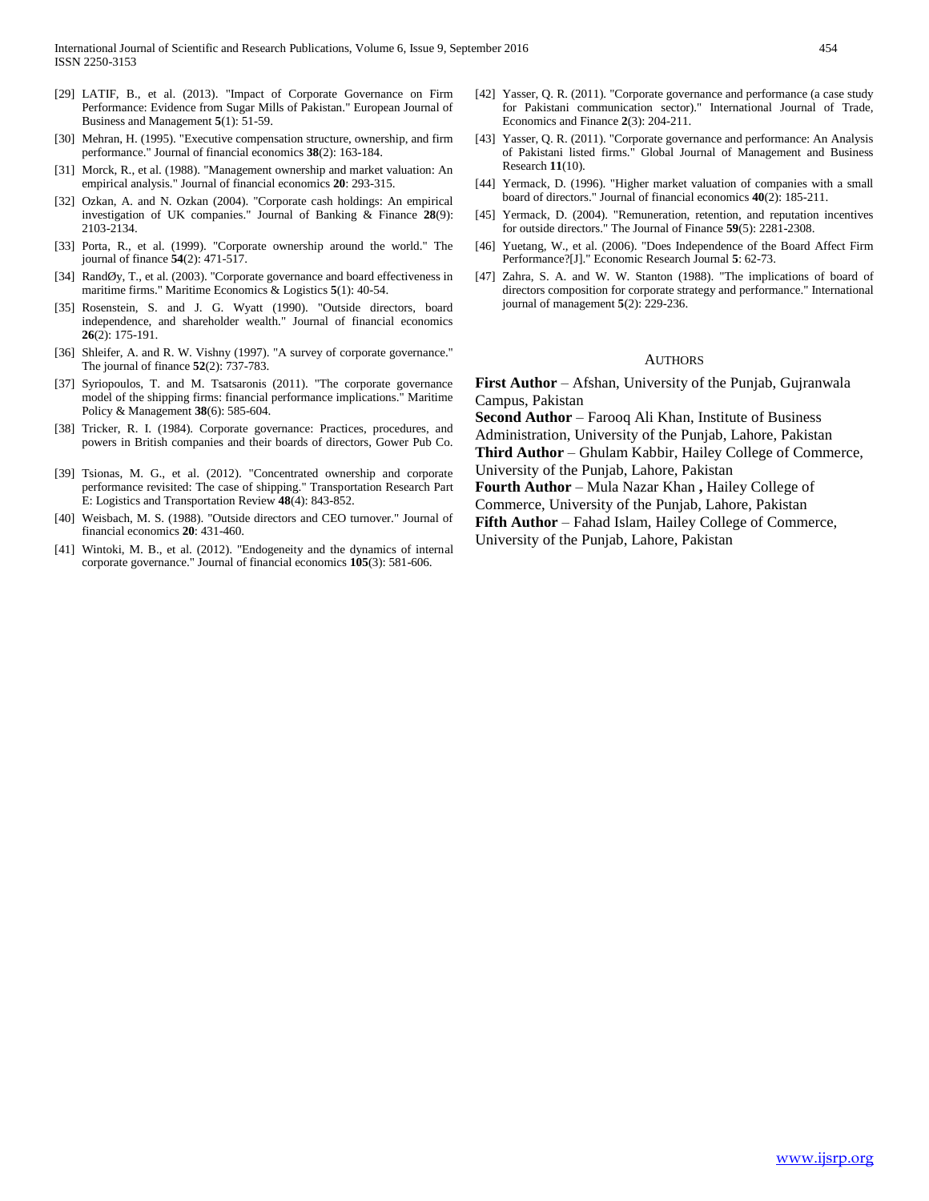[29] LATIF, B., et al. (2013). "Impact of Corporate Governance on Firm Performance: Evidence from Sugar Mills of Pakistan." European Journal of Business and Management **5**(1): 51-59.

[30] Mehran, H. (1995). "Executive compensation structure, ownership, and firm performance." Journal of financial economics **38**(2): 163-184.

[31] Morck, R., et al. (1988). "Management ownership and market valuation: An empirical analysis." Journal of financial economics **20**: 293-315.

[32] Ozkan, A. and N. Ozkan (2004). "Corporate cash holdings: An empirical investigation of UK companies." Journal of Banking & Finance **28**(9): 2103-2134.

[33] Porta, R., et al. (1999). "Corporate ownership around the world." The journal of finance **54**(2): 471-517.

[34] RandØy, T., et al. (2003). "Corporate governance and board effectiveness in maritime firms." Maritime Economics & Logistics **5**(1): 40-54.

[35] Rosenstein, S. and J. G. Wyatt (1990). "Outside directors, board independence, and shareholder wealth." Journal of financial economics **26**(2): 175-191.

[36] Shleifer, A. and R. W. Vishny (1997). "A survey of corporate governance." The journal of finance **52**(2): 737-783.

[37] Syriopoulos, T. and M. Tsatsaronis (2011). "The corporate governance model of the shipping firms: financial performance implications." Maritime Policy & Management **38**(6): 585-604.

[38] Tricker, R. I. (1984). Corporate governance: Practices, procedures, and powers in British companies and their boards of directors, Gower Pub Co.

[39] Tsionas, M. G., et al. (2012). "Concentrated ownership and corporate performance revisited: The case of shipping." Transportation Research Part E: Logistics and Transportation Review **48**(4): 843-852.

[40] Weisbach, M. S. (1988). "Outside directors and CEO turnover." Journal of financial economics **20**: 431-460.

[41] Wintoki, M. B., et al. (2012). "Endogeneity and the dynamics of internal corporate governance." Journal of financial economics **105**(3): 581-606.

[42] Yasser, Q. R. (2011). "Corporate governance and performance (a case study for Pakistani communication sector)." International Journal of Trade, Economics and Finance **2**(3): 204-211.

[43] Yasser, Q. R. (2011). "Corporate governance and performance: An Analysis of Pakistani listed firms." Global Journal of Management and Business Research **11**(10).

[44] Yermack, D. (1996). "Higher market valuation of companies with a small board of directors." Journal of financial economics **40**(2): 185-211.

[45] Yermack, D. (2004). "Remuneration, retention, and reputation incentives for outside directors." The Journal of Finance **59**(5): 2281-2308.

[46] Yuetang, W., et al. (2006). "Does Independence of the Board Affect Firm Performance?[J]." Economic Research Journal **5**: 62-73.

[47] Zahra, S. A. and W. W. Stanton (1988). "The implications of board of directors composition for corporate strategy and performance." International journal of management **5**(2): 229-236.

## Authors

**First Author** – Afshan, University of the Punjab, Gujranwala Campus, Pakistan

**Second Author** – Farooq Ali Khan, Institute of Business Administration, University of the Punjab, Lahore, Pakistan

**Third Author** – Ghulam Kabbir, Hailey College of Commerce, University of the Punjab, Lahore, Pakistan

**Fourth Author** – Mula Nazar Khan **,** Hailey College of Commerce, University of the Punjab, Lahore, Pakistan

**Fifth Author** – Fahad Islam, Hailey College of Commerce, University of the Punjab, Lahore, Pakistan